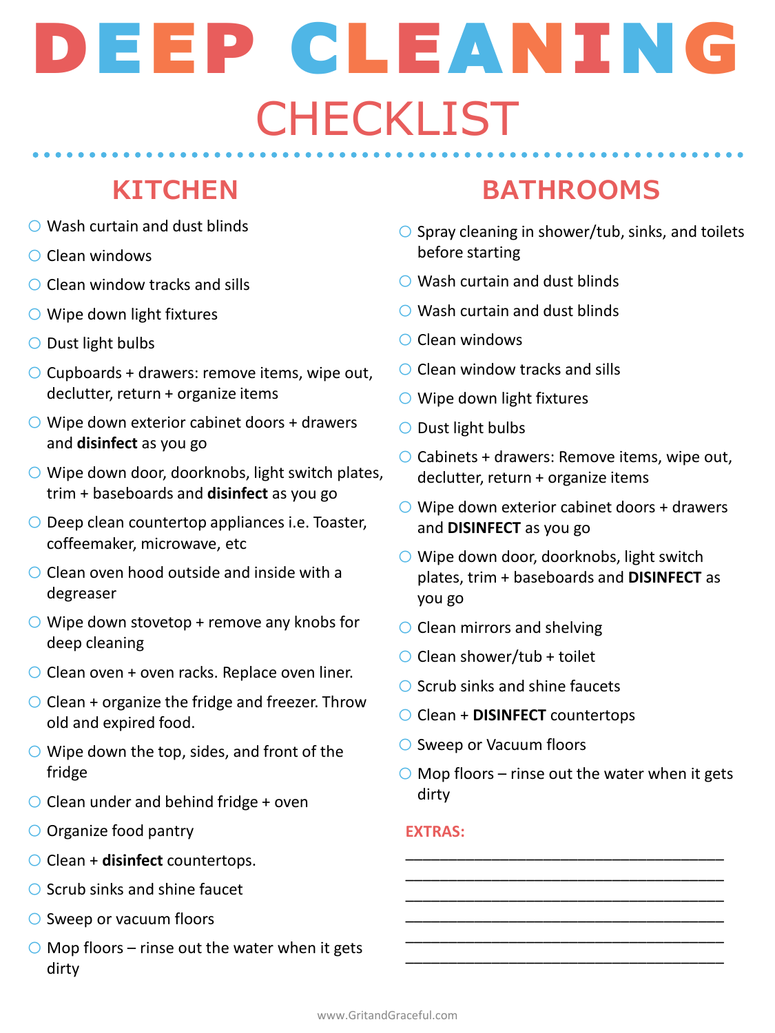# DEEP CLEANING CHECKLIST

## KITCHEN

- Wash curtain and dust blinds
- Clean windows
- Clean window tracks and sills
- Wipe down light fixtures
- Dust light bulbs
- Cupboards + drawers: remove items, wipe out, declutter, return + organize items
- Wipe down exterior cabinet doors + drawers and **disinfect** as you go
- Wipe down door, doorknobs, light switch plates, trim + baseboards and **disinfect** as you go
- Deep clean countertop appliances i.e. Toaster, coffeemaker, microwave, etc
- Clean oven hood outside and inside with a degreaser
- Wipe down stovetop + remove any knobs for deep cleaning
- Clean oven + oven racks. Replace oven liner.
- Clean + organize the fridge and freezer. Throw old and expired food.
- Wipe down the top, sides, and front of the fridge
- Clean under and behind fridge + oven
- Organize food pantry
- Clean + **disinfect** countertops.
- Scrub sinks and shine faucet
- Sweep or vacuum floors
- Mop floors – rinse out the water when it gets dirty

## BATHROOMS

- Spray cleaning in shower/tub, sinks, and toilets before starting
- Wash curtain and dust blinds
- Wash curtain and dust blinds
- Clean windows
- Clean window tracks and sills
- Wipe down light fixtures
- Dust light bulbs
- Cabinets + drawers: Remove items, wipe out, declutter, return + organize items
- Wipe down exterior cabinet doors + drawers and **DISINFECT** as you go
- Wipe down door, doorknobs, light switch plates, trim + baseboards and **DISINFECT** as you go
- Clean mirrors and shelving
- Clean shower/tub + toilet
- Scrub sinks and shine faucets
- Clean + **DISINFECT** countertops
- Sweep or Vacuum floors
- Mop floors – rinse out the water when it gets dirty

**EXTRAS:**

______________________________________

______________________________________

______________________________________

______________________________________

______________________________________

______________________________________

www.GritandGraceful.com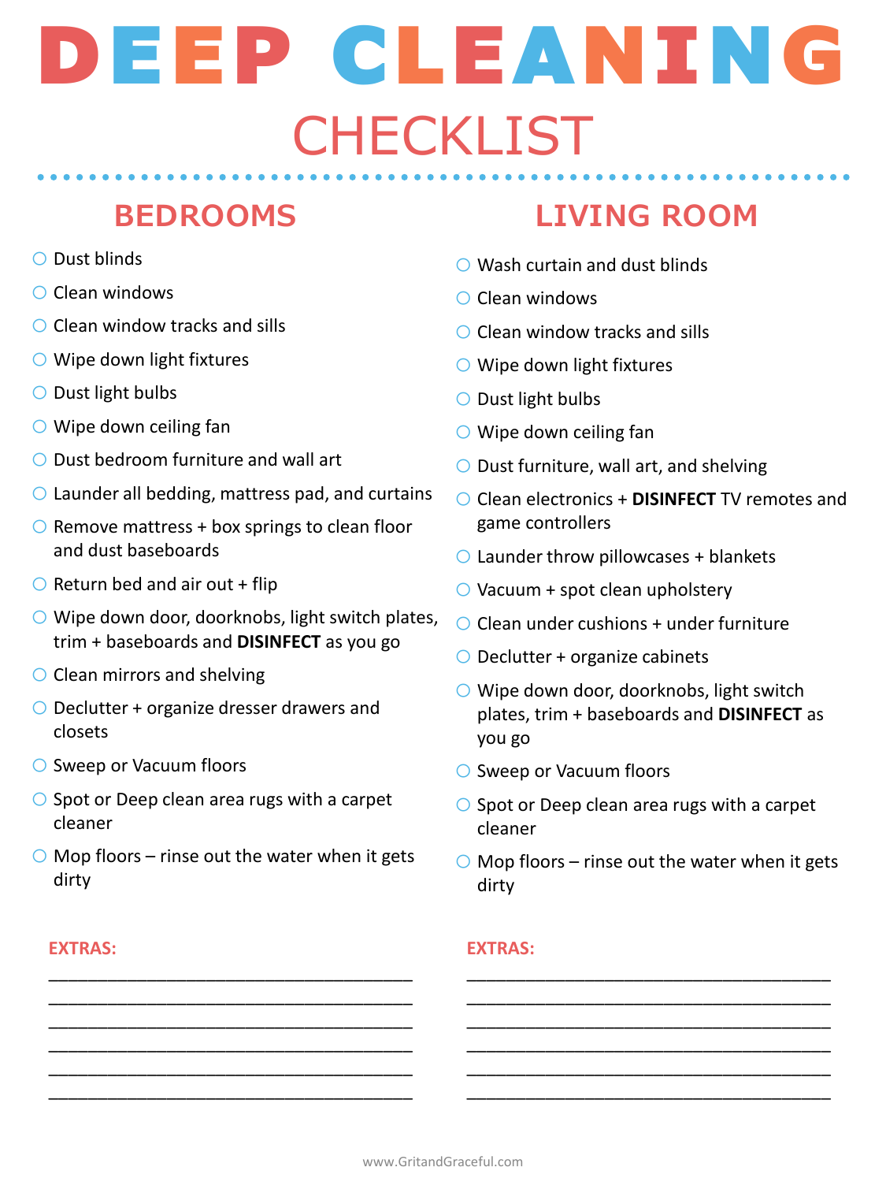# DEEP CLEANING

## CHECKLIST

## BEDROOMS

- Dust blinds
- Clean windows
- Clean window tracks and sills
- Wipe down light fixtures
- Dust light bulbs
- Wipe down ceiling fan
- Dust bedroom furniture and wall art
- Launder all bedding, mattress pad, and curtains
- Remove mattress + box springs to clean floor and dust baseboards
- Return bed and air out + flip
- Wipe down door, doorknobs, light switch plates, trim + baseboards and **DISINFECT** as you go
- Clean mirrors and shelving
- Declutter + organize dresser drawers and closets
- Sweep or Vacuum floors
- Spot or Deep clean area rugs with a carpet cleaner
- Mop floors – rinse out the water when it gets dirty

**EXTRAS:**

______________________________________

______________________________________

______________________________________

______________________________________

______________________________________

______________________________________

## LIVING ROOM

- Wash curtain and dust blinds
- Clean windows
- Clean window tracks and sills
- Wipe down light fixtures
- Dust light bulbs
- Wipe down ceiling fan
- Dust furniture, wall art, and shelving
- Clean electronics + **DISINFECT** TV remotes and game controllers
- Launder throw pillowcases + blankets
- Vacuum + spot clean upholstery
- Clean under cushions + under furniture
- Declutter + organize cabinets
- Wipe down door, doorknobs, light switch plates, trim + baseboards and **DISINFECT** as you go
- Sweep or Vacuum floors
- Spot or Deep clean area rugs with a carpet cleaner
- Mop floors – rinse out the water when it gets dirty

**EXTRAS:**

______________________________________

______________________________________

______________________________________

______________________________________

______________________________________

______________________________________

www.GritandGraceful.com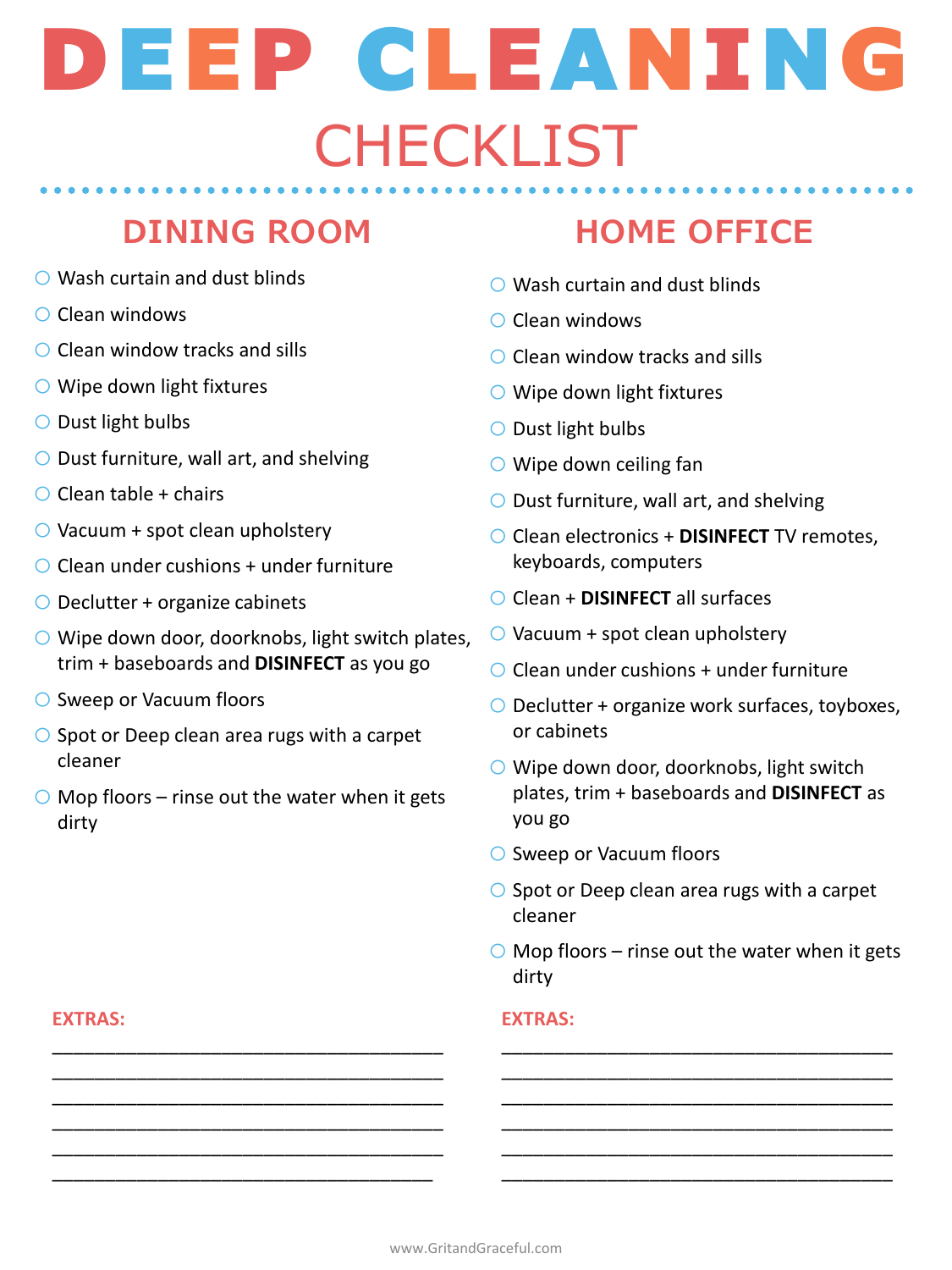# DEEP CLEANING

## CHECKLIST

### DINING ROOM

- Wash curtain and dust blinds
- Clean windows
- Clean window tracks and sills
- Wipe down light fixtures
- Dust light bulbs
- Dust furniture, wall art, and shelving
- Clean table + chairs
- Vacuum + spot clean upholstery
- Clean under cushions + under furniture
- Declutter + organize cabinets
- Wipe down door, doorknobs, light switch plates, trim + baseboards and **DISINFECT** as you go
- Sweep or Vacuum floors
- Spot or Deep clean area rugs with a carpet cleaner
- Mop floors – rinse out the water when it gets dirty

**EXTRAS:**

______________________________________

______________________________________

______________________________________

______________________________________

______________________________________

______________________________________

### HOME OFFICE

- Wash curtain and dust blinds
- Clean windows
- Clean window tracks and sills
- Wipe down light fixtures
- Dust light bulbs
- Wipe down ceiling fan
- Dust furniture, wall art, and shelving
- Clean electronics + **DISINFECT** TV remotes, keyboards, computers
- Clean + **DISINFECT** all surfaces
- Vacuum + spot clean upholstery
- Clean under cushions + under furniture
- Declutter + organize work surfaces, toyboxes, or cabinets
- Wipe down door, doorknobs, light switch plates, trim + baseboards and **DISINFECT** as you go
- Sweep or Vacuum floors
- Spot or Deep clean area rugs with a carpet cleaner
- Mop floors – rinse out the water when it gets dirty

**EXTRAS:**

______________________________________

______________________________________

______________________________________

______________________________________

______________________________________

______________________________________

www.GritandGraceful.com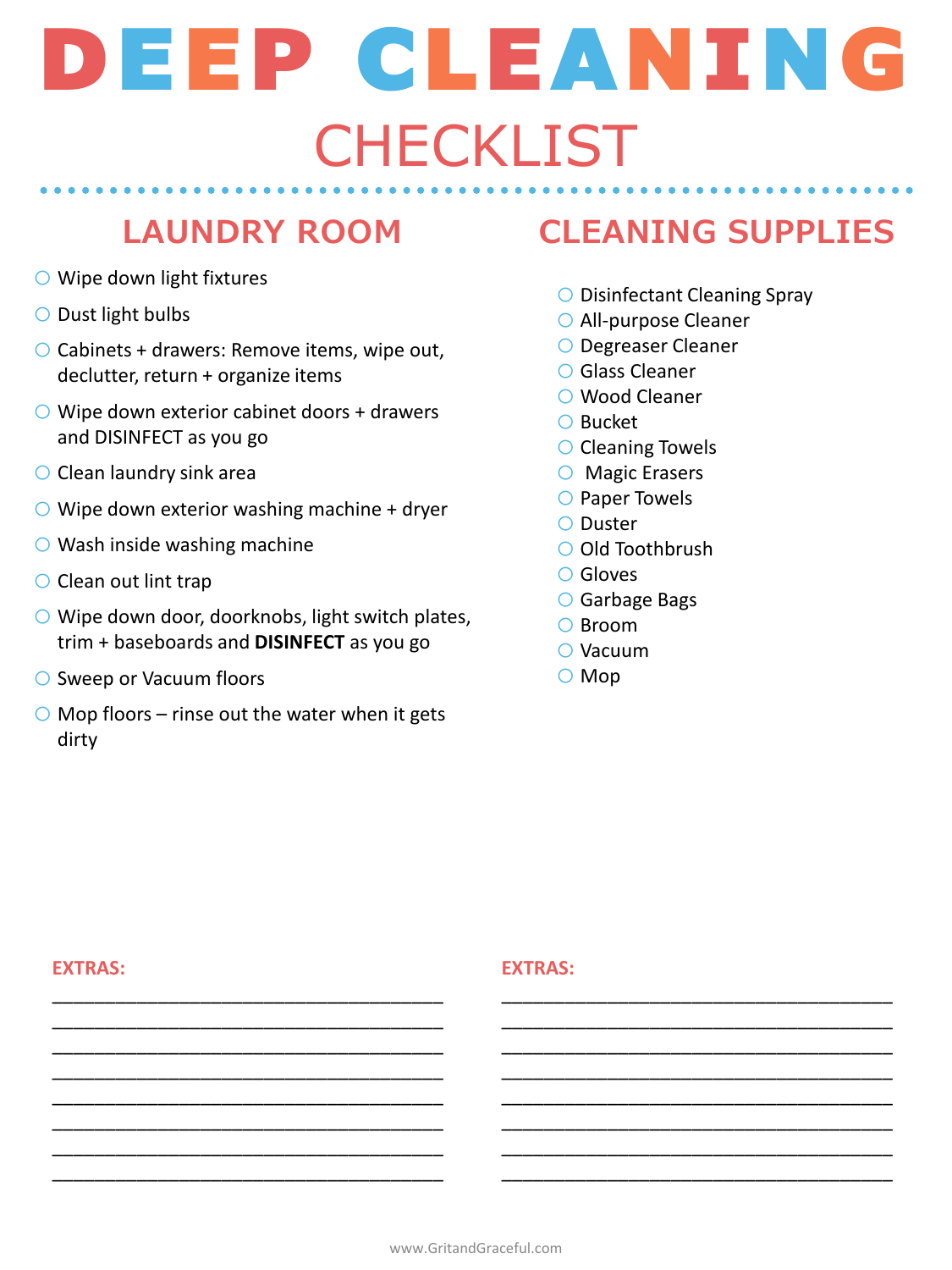# DEEP CLEANING

## CHECKLIST

## LAUNDRY ROOM

- ○ Wipe down light fixtures
- ○ Dust light bulbs
- ○ Cabinets + drawers: Remove items, wipe out, declutter, return + organize items
- ○ Wipe down exterior cabinet doors + drawers and DISINFECT as you go
- ○ Clean laundry sink area
- ○ Wipe down exterior washing machine + dryer
- ○ Wash inside washing machine
- ○ Clean out lint trap
- ○ Wipe down door, doorknobs, light switch plates, trim + baseboards and **DISINFECT** as you go
- ○ Sweep or Vacuum floors
- ○ Mop floors – rinse out the water when it gets dirty

## CLEANING SUPPLIES

- ○ Disinfectant Cleaning Spray
- ○ All-purpose Cleaner
- ○ Degreaser Cleaner
- ○ Glass Cleaner
- ○ Wood Cleaner
- ○ Bucket
- ○ Cleaning Towels
- ○ Magic Erasers
- ○ Paper Towels
- ○ Duster
- ○ Old Toothbrush
- ○ Gloves
- ○ Garbage Bags
- ○ Broom
- ○ Vacuum
- ○ Mop

**EXTRAS:**

______________________________
______________________________
______________________________
______________________________
______________________________
______________________________
______________________________
______________________________

**EXTRAS:**

______________________________
______________________________
______________________________
______________________________
______________________________
______________________________
______________________________
______________________________

www.GritandGraceful.com